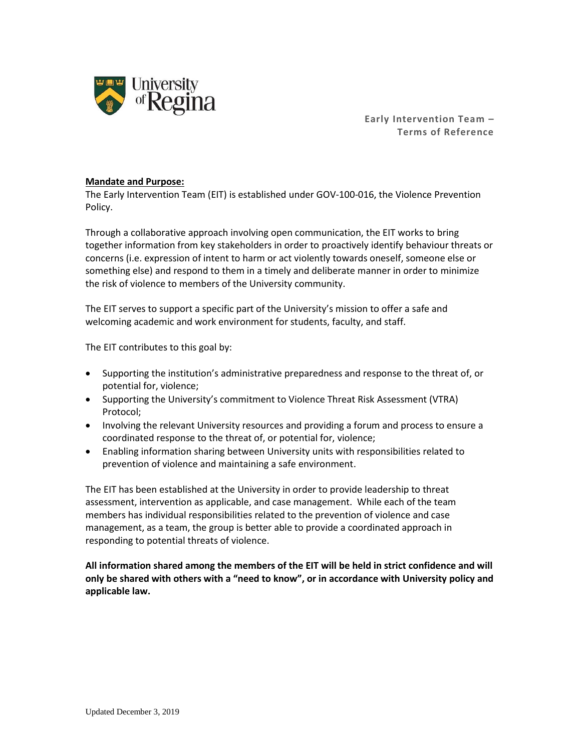University of Regina

**Early Intervention Team – Terms of Reference**

**Mandate and Purpose:**

The Early Intervention Team (EIT) is established under GOV-100-016, the Violence Prevention Policy.

Through a collaborative approach involving open communication, the EIT works to bring together information from key stakeholders in order to proactively identify behaviour threats or concerns (i.e. expression of intent to harm or act violently towards oneself, someone else or something else) and respond to them in a timely and deliberate manner in order to minimize the risk of violence to members of the University community.

The EIT serves to support a specific part of the University's mission to offer a safe and welcoming academic and work environment for students, faculty, and staff.

The EIT contributes to this goal by:

- Supporting the institution's administrative preparedness and response to the threat of, or potential for, violence;
- Supporting the University's commitment to Violence Threat Risk Assessment (VTRA) Protocol;
- Involving the relevant University resources and providing a forum and process to ensure a coordinated response to the threat of, or potential for, violence;
- Enabling information sharing between University units with responsibilities related to prevention of violence and maintaining a safe environment.

The EIT has been established at the University in order to provide leadership to threat assessment, intervention as applicable, and case management. While each of the team members has individual responsibilities related to the prevention of violence and case management, as a team, the group is better able to provide a coordinated approach in responding to potential threats of violence.

**All information shared among the members of the EIT will be held in strict confidence and will only be shared with others with a "need to know", or in accordance with University policy and applicable law.**

Updated December 3, 2019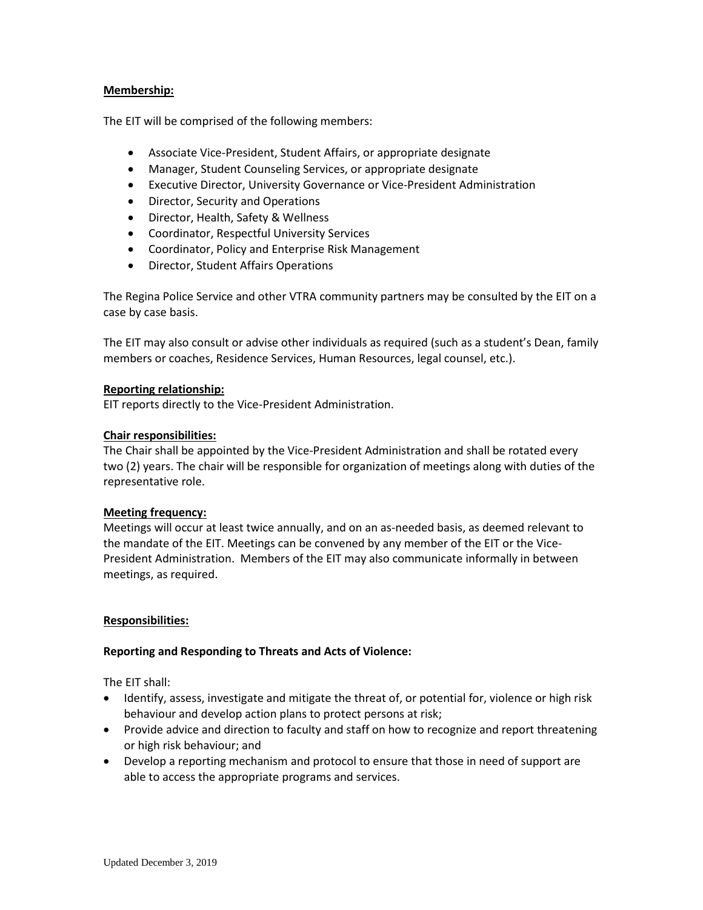**Membership:**

The EIT will be comprised of the following members:

- Associate Vice-President, Student Affairs, or appropriate designate
- Manager, Student Counseling Services, or appropriate designate
- Executive Director, University Governance or Vice-President Administration
- Director, Security and Operations
- Director, Health, Safety & Wellness
- Coordinator, Respectful University Services
- Coordinator, Policy and Enterprise Risk Management
- Director, Student Affairs Operations

The Regina Police Service and other VTRA community partners may be consulted by the EIT on a case by case basis.

The EIT may also consult or advise other individuals as required (such as a student's Dean, family members or coaches, Residence Services, Human Resources, legal counsel, etc.).

**Reporting relationship:**
EIT reports directly to the Vice-President Administration.

**Chair responsibilities:**
The Chair shall be appointed by the Vice-President Administration and shall be rotated every two (2) years. The chair will be responsible for organization of meetings along with duties of the representative role.

**Meeting frequency:**
Meetings will occur at least twice annually, and on an as-needed basis, as deemed relevant to the mandate of the EIT. Meetings can be convened by any member of the EIT or the Vice-President Administration. Members of the EIT may also communicate informally in between meetings, as required.

**Responsibilities:**

**Reporting and Responding to Threats and Acts of Violence:**

The EIT shall:

- Identify, assess, investigate and mitigate the threat of, or potential for, violence or high risk behaviour and develop action plans to protect persons at risk;
- Provide advice and direction to faculty and staff on how to recognize and report threatening or high risk behaviour; and
- Develop a reporting mechanism and protocol to ensure that those in need of support are able to access the appropriate programs and services.

Updated December 3, 2019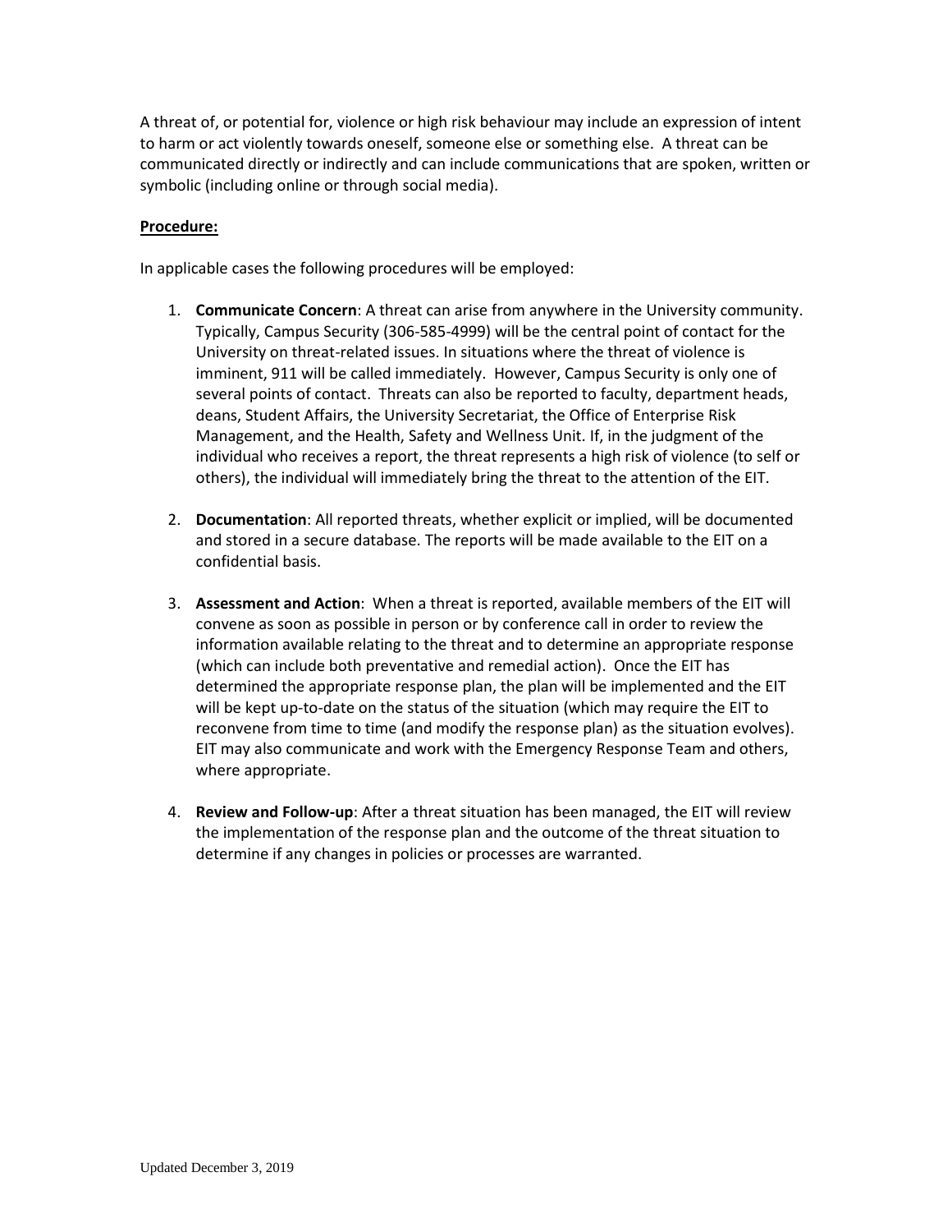A threat of, or potential for, violence or high risk behaviour may include an expression of intent to harm or act violently towards oneself, someone else or something else. A threat can be communicated directly or indirectly and can include communications that are spoken, written or symbolic (including online or through social media).

**Procedure:**

In applicable cases the following procedures will be employed:

1. **Communicate Concern**: A threat can arise from anywhere in the University community. Typically, Campus Security (306-585-4999) will be the central point of contact for the University on threat-related issues. In situations where the threat of violence is imminent, 911 will be called immediately. However, Campus Security is only one of several points of contact. Threats can also be reported to faculty, department heads, deans, Student Affairs, the University Secretariat, the Office of Enterprise Risk Management, and the Health, Safety and Wellness Unit. If, in the judgment of the individual who receives a report, the threat represents a high risk of violence (to self or others), the individual will immediately bring the threat to the attention of the EIT.

2. **Documentation**: All reported threats, whether explicit or implied, will be documented and stored in a secure database. The reports will be made available to the EIT on a confidential basis.

3. **Assessment and Action**: When a threat is reported, available members of the EIT will convene as soon as possible in person or by conference call in order to review the information available relating to the threat and to determine an appropriate response (which can include both preventative and remedial action). Once the EIT has determined the appropriate response plan, the plan will be implemented and the EIT will be kept up-to-date on the status of the situation (which may require the EIT to reconvene from time to time (and modify the response plan) as the situation evolves). EIT may also communicate and work with the Emergency Response Team and others, where appropriate.

4. **Review and Follow-up**: After a threat situation has been managed, the EIT will review the implementation of the response plan and the outcome of the threat situation to determine if any changes in policies or processes are warranted.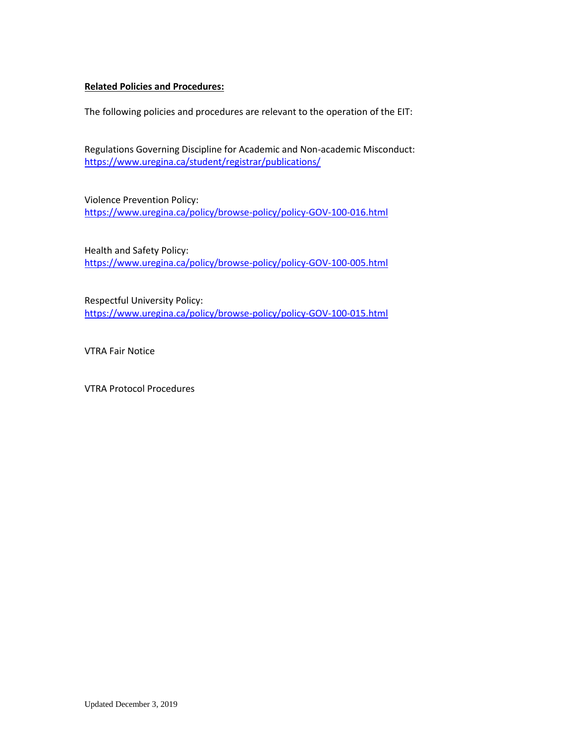**Related Policies and Procedures:**

The following policies and procedures are relevant to the operation of the EIT:

Regulations Governing Discipline for Academic and Non-academic Misconduct:
https://www.uregina.ca/student/registrar/publications/

Violence Prevention Policy:
https://www.uregina.ca/policy/browse-policy/policy-GOV-100-016.html

Health and Safety Policy:
https://www.uregina.ca/policy/browse-policy/policy-GOV-100-005.html

Respectful University Policy:
https://www.uregina.ca/policy/browse-policy/policy-GOV-100-015.html

VTRA Fair Notice

VTRA Protocol Procedures

Updated December 3, 2019